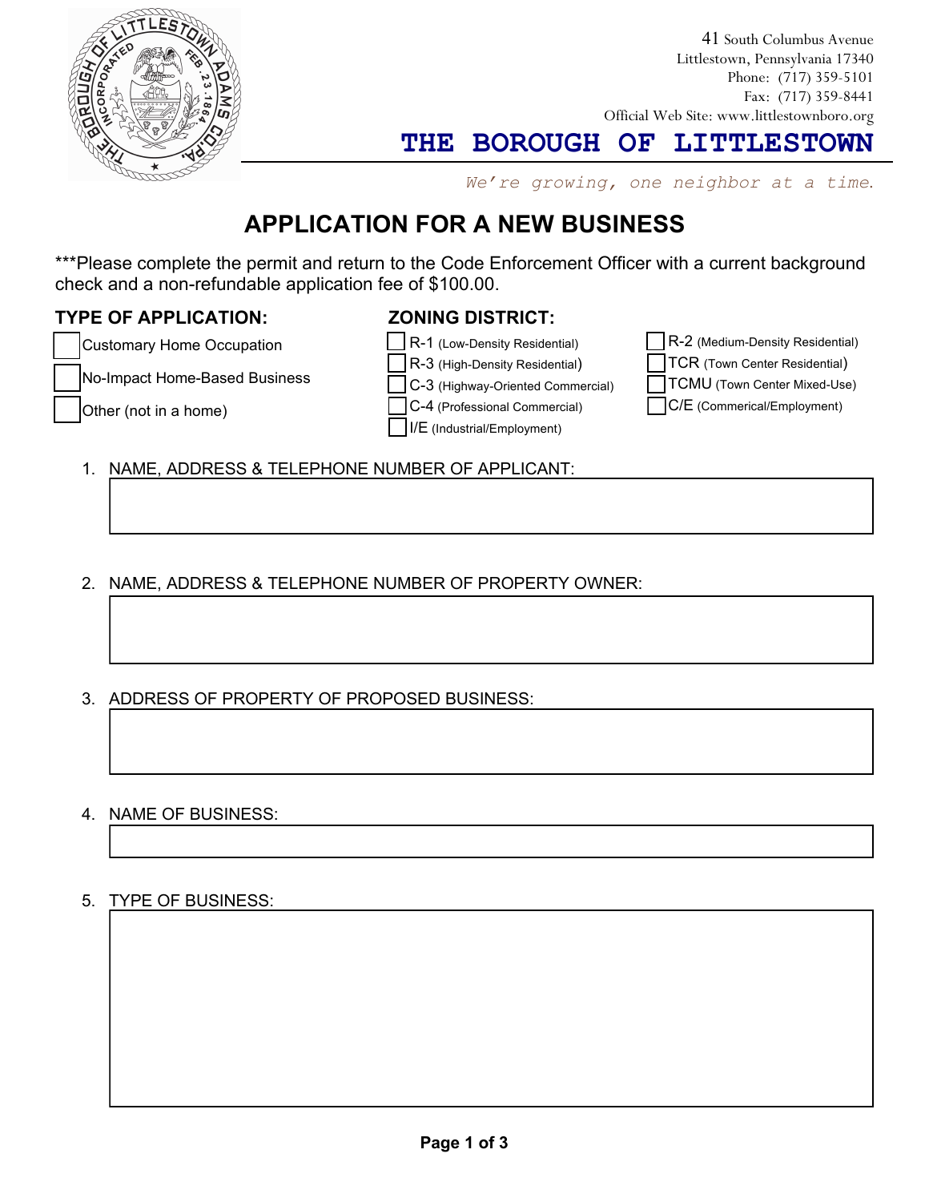41 South Columbus Avenue
Littlestown, Pennsylvania 17340
Phone: (717) 359-5101
Fax: (717) 359-8441
Official Web Site: www.littlestownboro.org

# THE BOROUGH OF LITTLESTOWN

*We're growing, one neighbor at a time.*

## APPLICATION FOR A NEW BUSINESS

***Please complete the permit and return to the Code Enforcement Officer with a current background check and a non-refundable application fee of $100.00.

### TYPE OF APPLICATION:

- ☐ Customary Home Occupation
- ☐ No-Impact Home-Based Business
- ☐ Other (not in a home)

### ZONING DISTRICT:

- ☐ R-1 (Low-Density Residential)
- ☐ R-3 (High-Density Residential)
- ☐ C-3 (Highway-Oriented Commercial)
- ☐ C-4 (Professional Commercial)
- ☐ I/E (Industrial/Employment)
- ☐ R-2 (Medium-Density Residential)
- ☐ TCR (Town Center Residential)
- ☐ TCMU (Town Center Mixed-Use)
- ☐ C/E (Commerical/Employment)

1. NAME, ADDRESS & TELEPHONE NUMBER OF APPLICANT:

2. NAME, ADDRESS & TELEPHONE NUMBER OF PROPERTY OWNER:

3. ADDRESS OF PROPERTY OF PROPOSED BUSINESS:

4. NAME OF BUSINESS:

5. TYPE OF BUSINESS: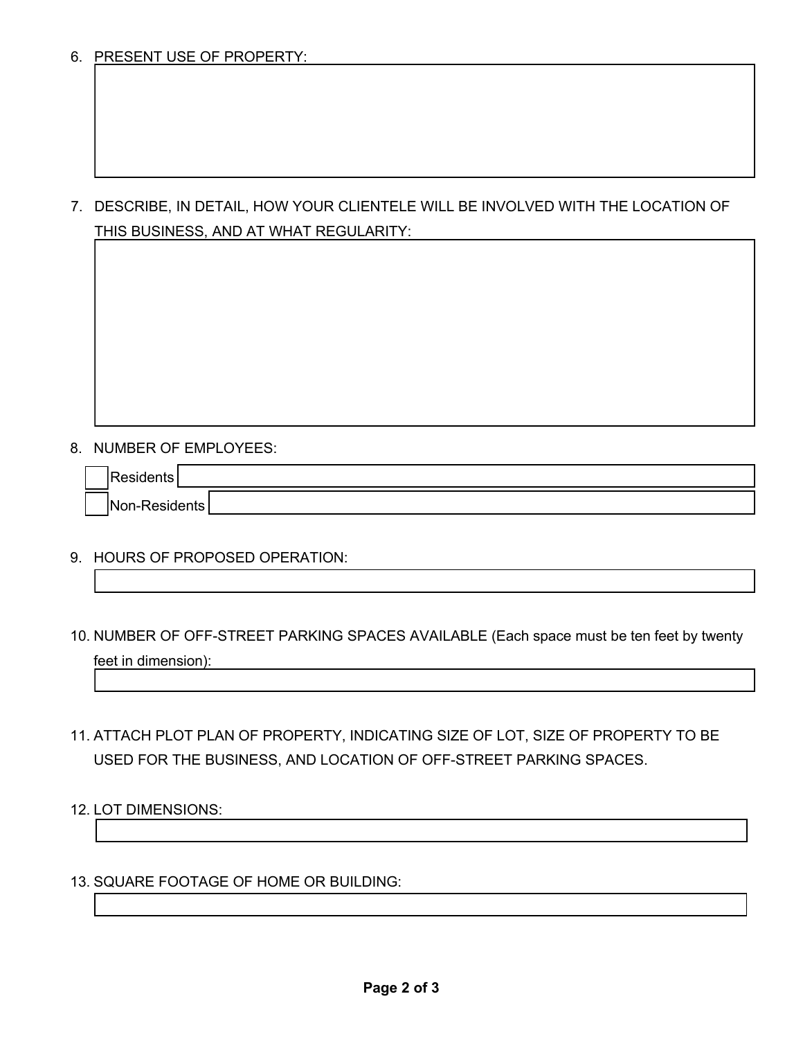6. PRESENT USE OF PROPERTY:

7. DESCRIBE, IN DETAIL, HOW YOUR CLIENTELE WILL BE INVOLVED WITH THE LOCATION OF THIS BUSINESS, AND AT WHAT REGULARITY:

8. NUMBER OF EMPLOYEES:

   - [ ] Residents
   - [ ] Non-Residents

9. HOURS OF PROPOSED OPERATION:

10. NUMBER OF OFF-STREET PARKING SPACES AVAILABLE (Each space must be ten feet by twenty feet in dimension):

11. ATTACH PLOT PLAN OF PROPERTY, INDICATING SIZE OF LOT, SIZE OF PROPERTY TO BE USED FOR THE BUSINESS, AND LOCATION OF OFF-STREET PARKING SPACES.

12. LOT DIMENSIONS:

13. SQUARE FOOTAGE OF HOME OR BUILDING: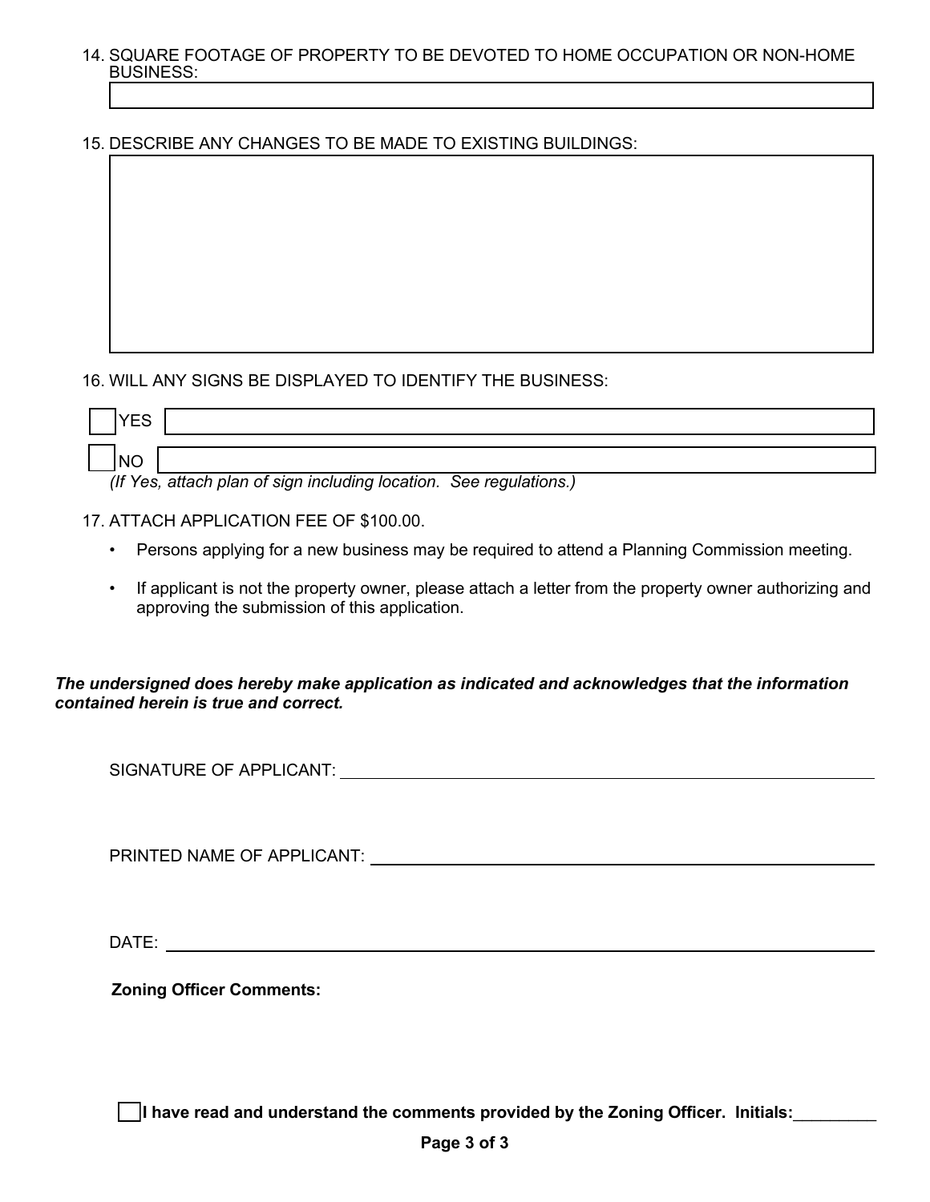14. SQUARE FOOTAGE OF PROPERTY TO BE DEVOTED TO HOME OCCUPATION OR NON-HOME BUSINESS:

15. DESCRIBE ANY CHANGES TO BE MADE TO EXISTING BUILDINGS:

16. WILL ANY SIGNS BE DISPLAYED TO IDENTIFY THE BUSINESS:

- ☐ YES
- ☐ NO

*(If Yes, attach plan of sign including location. See regulations.)*

17. ATTACH APPLICATION FEE OF $100.00.
    - Persons applying for a new business may be required to attend a Planning Commission meeting.
    - If applicant is not the property owner, please attach a letter from the property owner authorizing and approving the submission of this application.

***The undersigned does hereby make application as indicated and acknowledges that the information contained herein is true and correct.***

SIGNATURE OF APPLICANT: ______________________________

PRINTED NAME OF APPLICANT: ______________________________

DATE: ______________________________

**Zoning Officer Comments:**

☐ **I have read and understand the comments provided by the Zoning Officer. Initials:**_________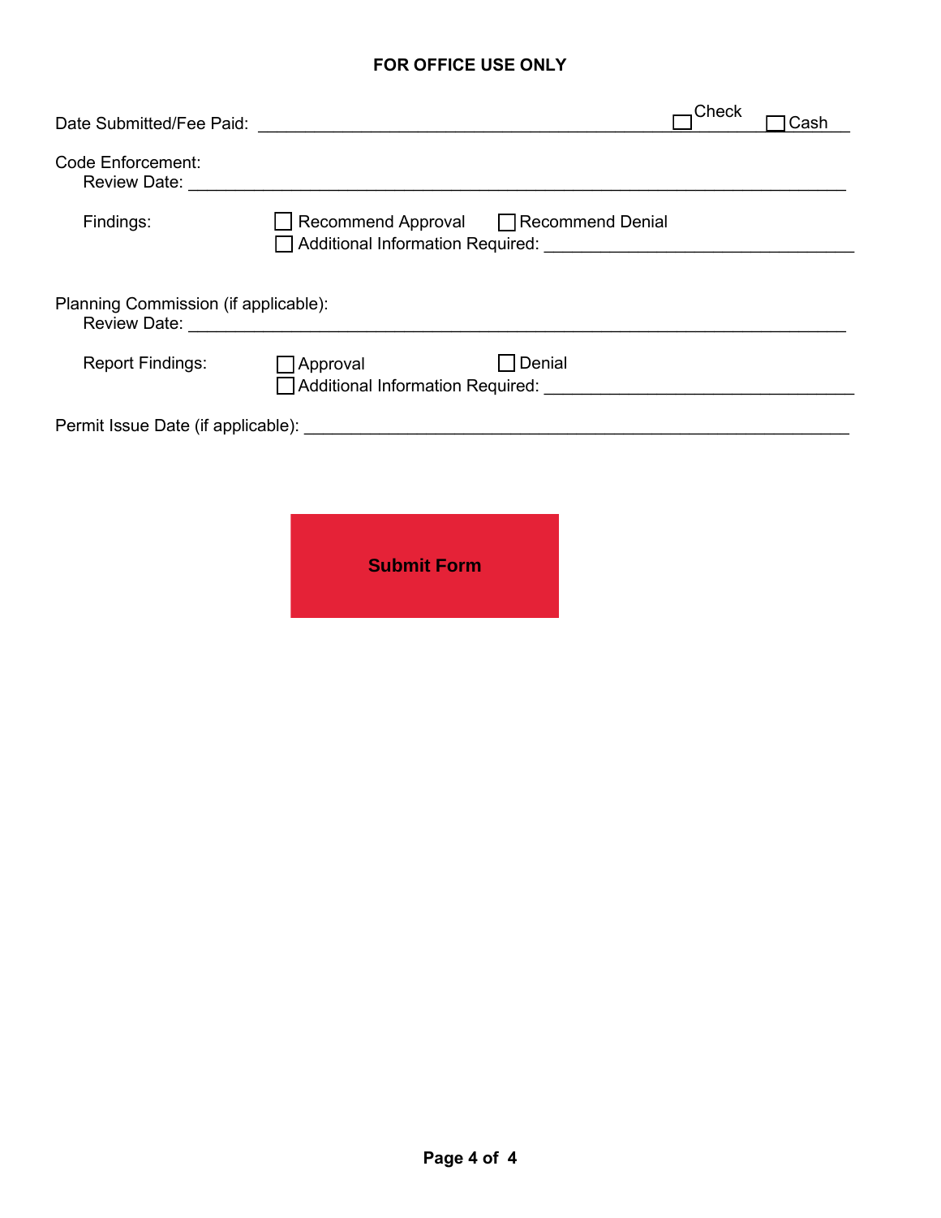**FOR OFFICE USE ONLY**

Date Submitted/Fee Paid: ______________________________________________ ☐ Check ☐ Cash

Code Enforcement:
Review Date: ______________________________________________________________

Findings: ☐ Recommend Approval ☐ Recommend Denial
☐ Additional Information Required: ______________________________

Planning Commission (if applicable):
Review Date: ______________________________________________________________

Report Findings: ☐ Approval ☐ Denial
☐ Additional Information Required: ______________________________

Permit Issue Date (if applicable): ______________________________________________

**Submit Form**